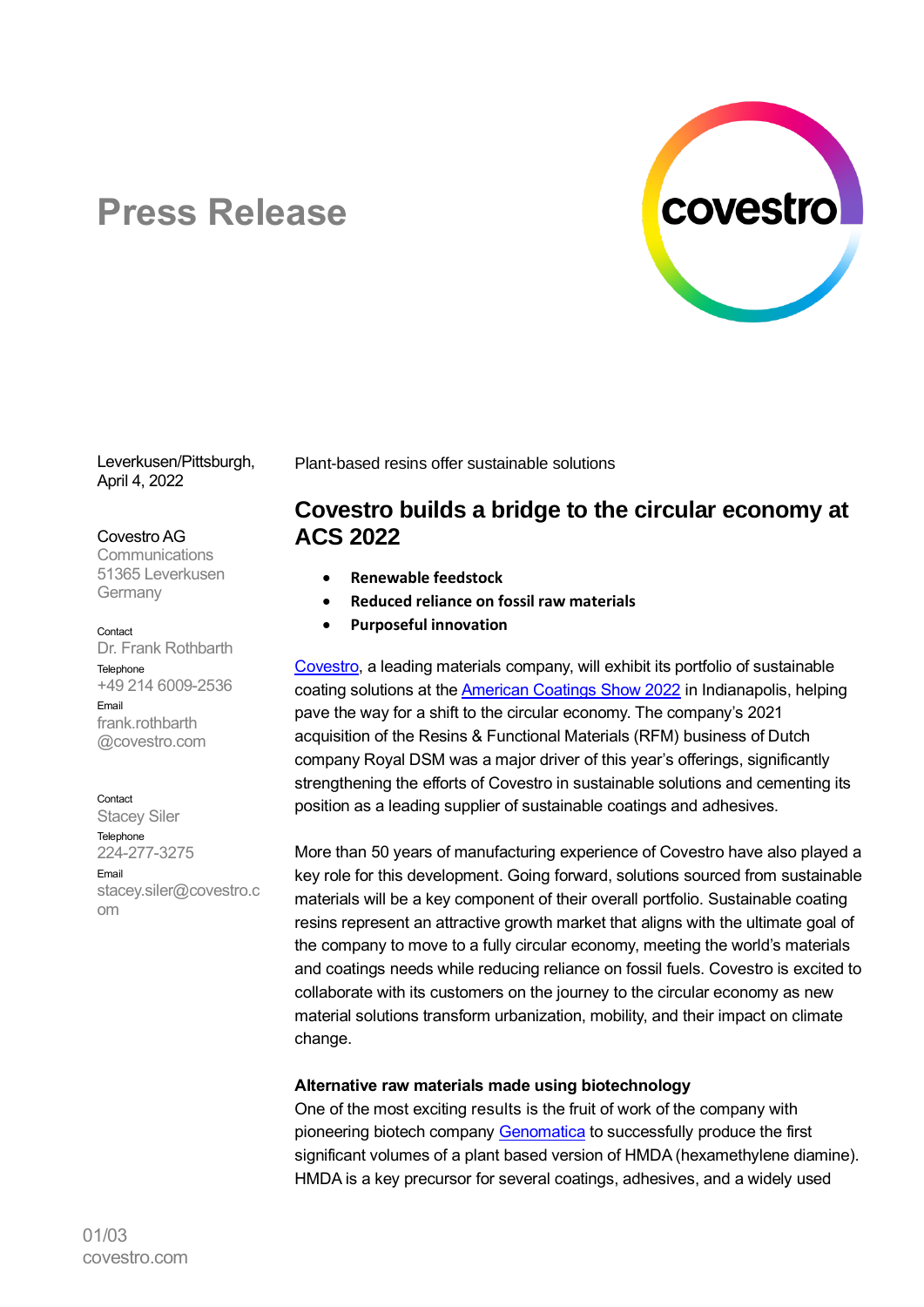# Press Release

Leverkusen/Pittsburgh, April 4, 2022

Covestro AG
Communications
51365 Leverkusen
Germany

Contact
Dr. Frank Rothbarth
Telephone
+49 214 6009-2536
Email
frank.rothbarth@covestro.com

Contact
Stacey Siler
Telephone
224-277-3275
Email
stacey.siler@covestro.com

Plant-based resins offer sustainable solutions

## Covestro builds a bridge to the circular economy at ACS 2022

- **Renewable feedstock**
- **Reduced reliance on fossil raw materials**
- **Purposeful innovation**

Covestro, a leading materials company, will exhibit its portfolio of sustainable coating solutions at the American Coatings Show 2022 in Indianapolis, helping pave the way for a shift to the circular economy. The company's 2021 acquisition of the Resins & Functional Materials (RFM) business of Dutch company Royal DSM was a major driver of this year's offerings, significantly strengthening the efforts of Covestro in sustainable solutions and cementing its position as a leading supplier of sustainable coatings and adhesives.

More than 50 years of manufacturing experience of Covestro have also played a key role for this development. Going forward, solutions sourced from sustainable materials will be a key component of their overall portfolio. Sustainable coating resins represent an attractive growth market that aligns with the ultimate goal of the company to move to a fully circular economy, meeting the world's materials and coatings needs while reducing reliance on fossil fuels. Covestro is excited to collaborate with its customers on the journey to the circular economy as new material solutions transform urbanization, mobility, and their impact on climate change.

**Alternative raw materials made using biotechnology**

One of the most exciting results is the fruit of work of the company with pioneering biotech company Genomatica to successfully produce the first significant volumes of a plant based version of HMDA (hexamethylene diamine). HMDA is a key precursor for several coatings, adhesives, and a widely used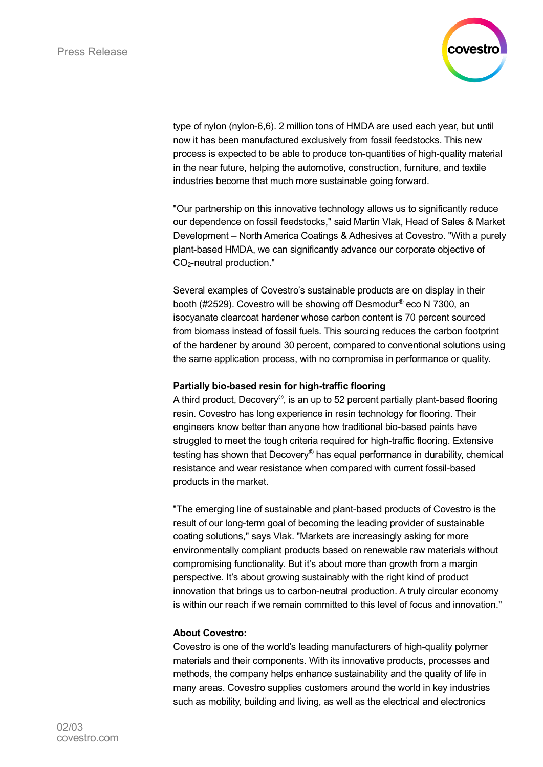type of nylon (nylon-6,6). 2 million tons of HMDA are used each year, but until now it has been manufactured exclusively from fossil feedstocks. This new process is expected to be able to produce ton-quantities of high-quality material in the near future, helping the automotive, construction, furniture, and textile industries become that much more sustainable going forward.

"Our partnership on this innovative technology allows us to significantly reduce our dependence on fossil feedstocks," said Martin Vlak, Head of Sales & Market Development – North America Coatings & Adhesives at Covestro. "With a purely plant-based HMDA, we can significantly advance our corporate objective of $CO_2$-neutral production."

Several examples of Covestro's sustainable products are on display in their booth (#2529). Covestro will be showing off Desmodur® eco N 7300, an isocyanate clearcoat hardener whose carbon content is 70 percent sourced from biomass instead of fossil fuels. This sourcing reduces the carbon footprint of the hardener by around 30 percent, compared to conventional solutions using the same application process, with no compromise in performance or quality.

**Partially bio-based resin for high-traffic flooring**

A third product, Decovery®, is an up to 52 percent partially plant-based flooring resin. Covestro has long experience in resin technology for flooring. Their engineers know better than anyone how traditional bio-based paints have struggled to meet the tough criteria required for high-traffic flooring. Extensive testing has shown that Decovery® has equal performance in durability, chemical resistance and wear resistance when compared with current fossil-based products in the market.

"The emerging line of sustainable and plant-based products of Covestro is the result of our long-term goal of becoming the leading provider of sustainable coating solutions," says Vlak. "Markets are increasingly asking for more environmentally compliant products based on renewable raw materials without compromising functionality. But it's about more than growth from a margin perspective. It's about growing sustainably with the right kind of product innovation that brings us to carbon-neutral production. A truly circular economy is within our reach if we remain committed to this level of focus and innovation."

**About Covestro:**

Covestro is one of the world's leading manufacturers of high-quality polymer materials and their components. With its innovative products, processes and methods, the company helps enhance sustainability and the quality of life in many areas. Covestro supplies customers around the world in key industries such as mobility, building and living, as well as the electrical and electronics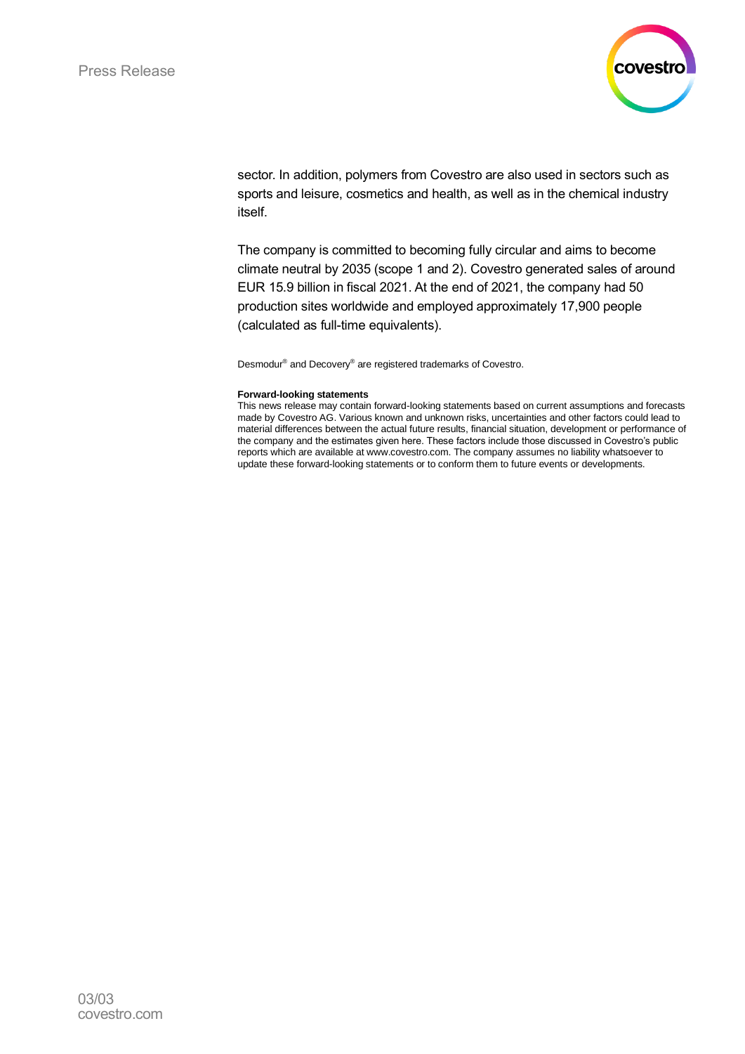sector. In addition, polymers from Covestro are also used in sectors such as sports and leisure, cosmetics and health, as well as in the chemical industry itself.

The company is committed to becoming fully circular and aims to become climate neutral by 2035 (scope 1 and 2). Covestro generated sales of around EUR 15.9 billion in fiscal 2021. At the end of 2021, the company had 50 production sites worldwide and employed approximately 17,900 people (calculated as full-time equivalents).

Desmodur® and Decovery® are registered trademarks of Covestro.

**Forward-looking statements**
This news release may contain forward-looking statements based on current assumptions and forecasts made by Covestro AG. Various known and unknown risks, uncertainties and other factors could lead to material differences between the actual future results, financial situation, development or performance of the company and the estimates given here. These factors include those discussed in Covestro's public reports which are available at www.covestro.com. The company assumes no liability whatsoever to update these forward-looking statements or to conform them to future events or developments.